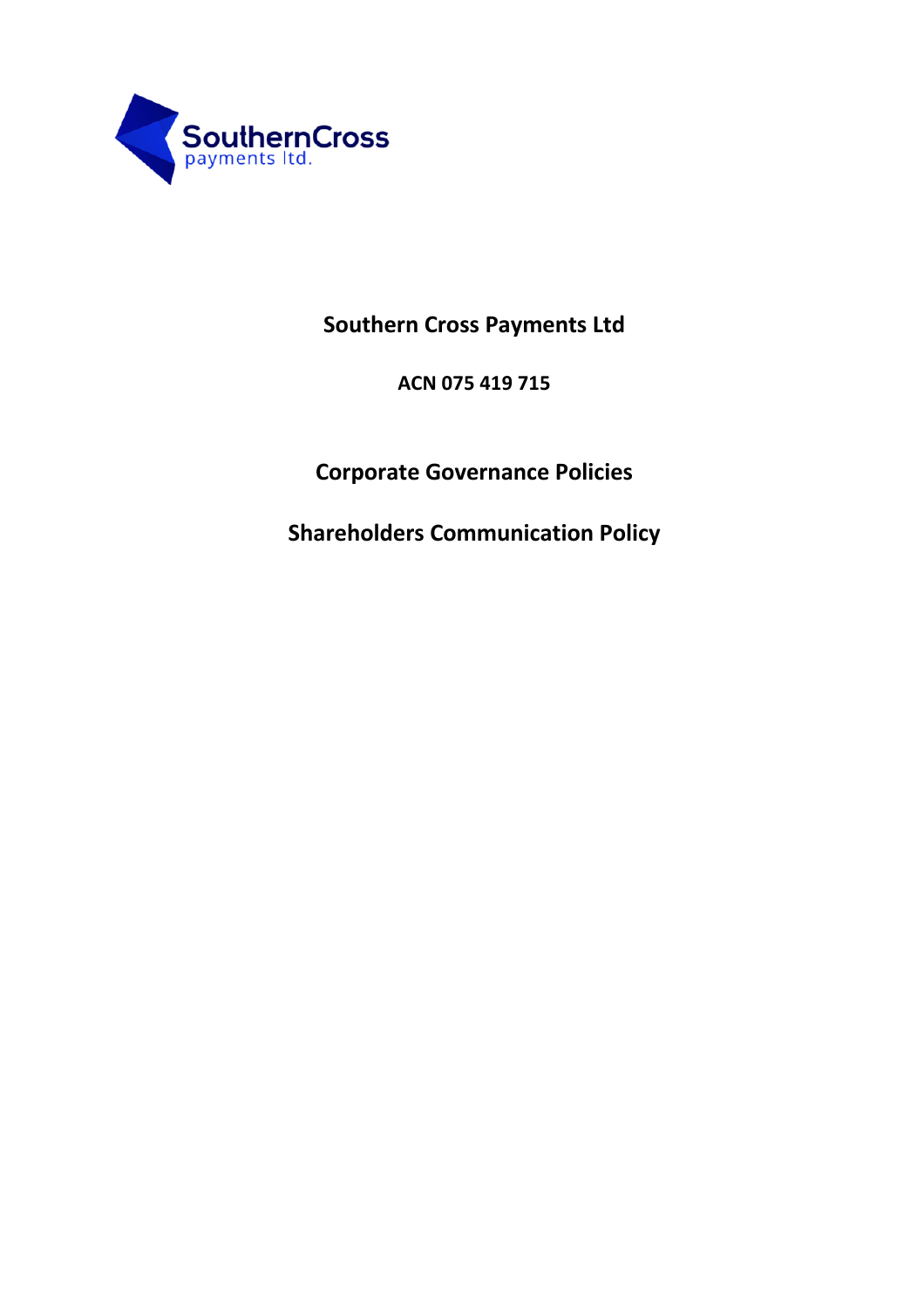SouthernCross payments ltd.

# Southern Cross Payments Ltd

**ACN 075 419 715**

## Corporate Governance Policies

## Shareholders Communication Policy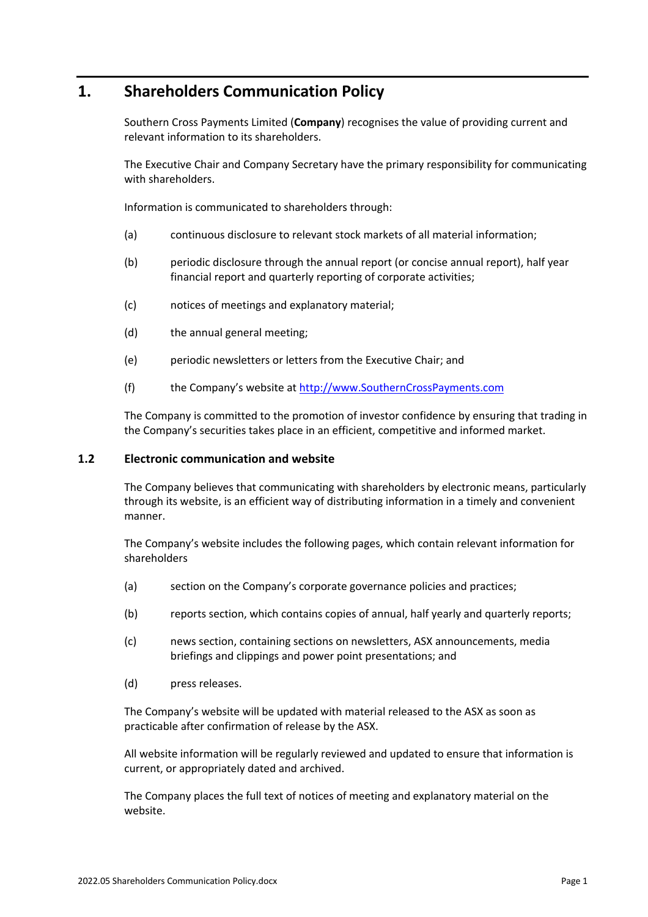# 1. Shareholders Communication Policy

Southern Cross Payments Limited (**Company**) recognises the value of providing current and relevant information to its shareholders.

The Executive Chair and Company Secretary have the primary responsibility for communicating with shareholders.

Information is communicated to shareholders through:

(a) continuous disclosure to relevant stock markets of all material information;

(b) periodic disclosure through the annual report (or concise annual report), half year financial report and quarterly reporting of corporate activities;

(c) notices of meetings and explanatory material;

(d) the annual general meeting;

(e) periodic newsletters or letters from the Executive Chair; and

(f) the Company's website at [http://www.SouthernCrossPayments.com](http://www.SouthernCrossPayments.com)

The Company is committed to the promotion of investor confidence by ensuring that trading in the Company's securities takes place in an efficient, competitive and informed market.

## 1.2 Electronic communication and website

The Company believes that communicating with shareholders by electronic means, particularly through its website, is an efficient way of distributing information in a timely and convenient manner.

The Company's website includes the following pages, which contain relevant information for shareholders

(a) section on the Company's corporate governance policies and practices;

(b) reports section, which contains copies of annual, half yearly and quarterly reports;

(c) news section, containing sections on newsletters, ASX announcements, media briefings and clippings and power point presentations; and

(d) press releases.

The Company's website will be updated with material released to the ASX as soon as practicable after confirmation of release by the ASX.

All website information will be regularly reviewed and updated to ensure that information is current, or appropriately dated and archived.

The Company places the full text of notices of meeting and explanatory material on the website.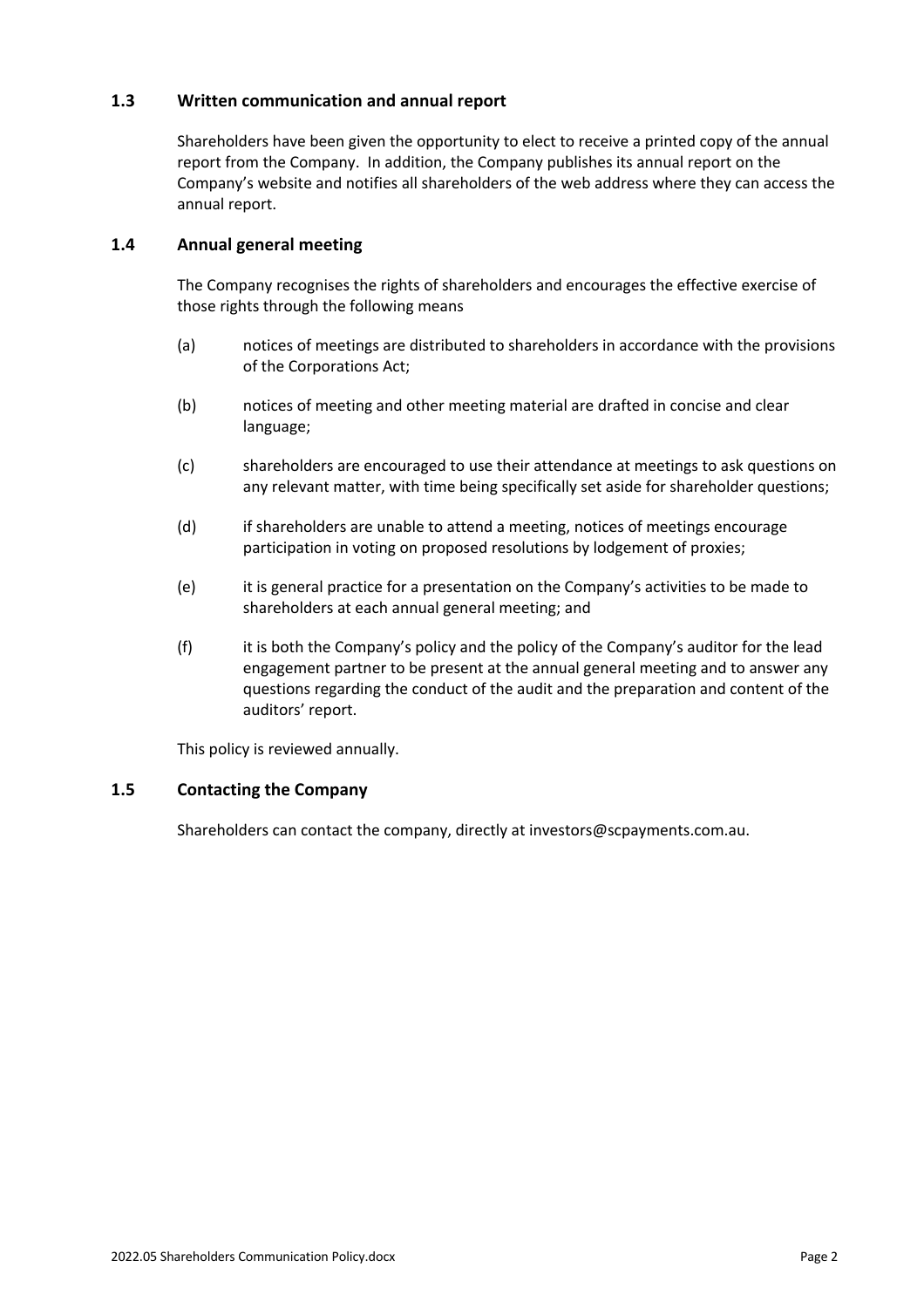### 1.3 Written communication and annual report

Shareholders have been given the opportunity to elect to receive a printed copy of the annual report from the Company. In addition, the Company publishes its annual report on the Company's website and notifies all shareholders of the web address where they can access the annual report.

### 1.4 Annual general meeting

The Company recognises the rights of shareholders and encourages the effective exercise of those rights through the following means

(a) notices of meetings are distributed to shareholders in accordance with the provisions of the Corporations Act;

(b) notices of meeting and other meeting material are drafted in concise and clear language;

(c) shareholders are encouraged to use their attendance at meetings to ask questions on any relevant matter, with time being specifically set aside for shareholder questions;

(d) if shareholders are unable to attend a meeting, notices of meetings encourage participation in voting on proposed resolutions by lodgement of proxies;

(e) it is general practice for a presentation on the Company's activities to be made to shareholders at each annual general meeting; and

(f) it is both the Company's policy and the policy of the Company's auditor for the lead engagement partner to be present at the annual general meeting and to answer any questions regarding the conduct of the audit and the preparation and content of the auditors' report.

This policy is reviewed annually.

### 1.5 Contacting the Company

Shareholders can contact the company, directly at investors@scpayments.com.au.